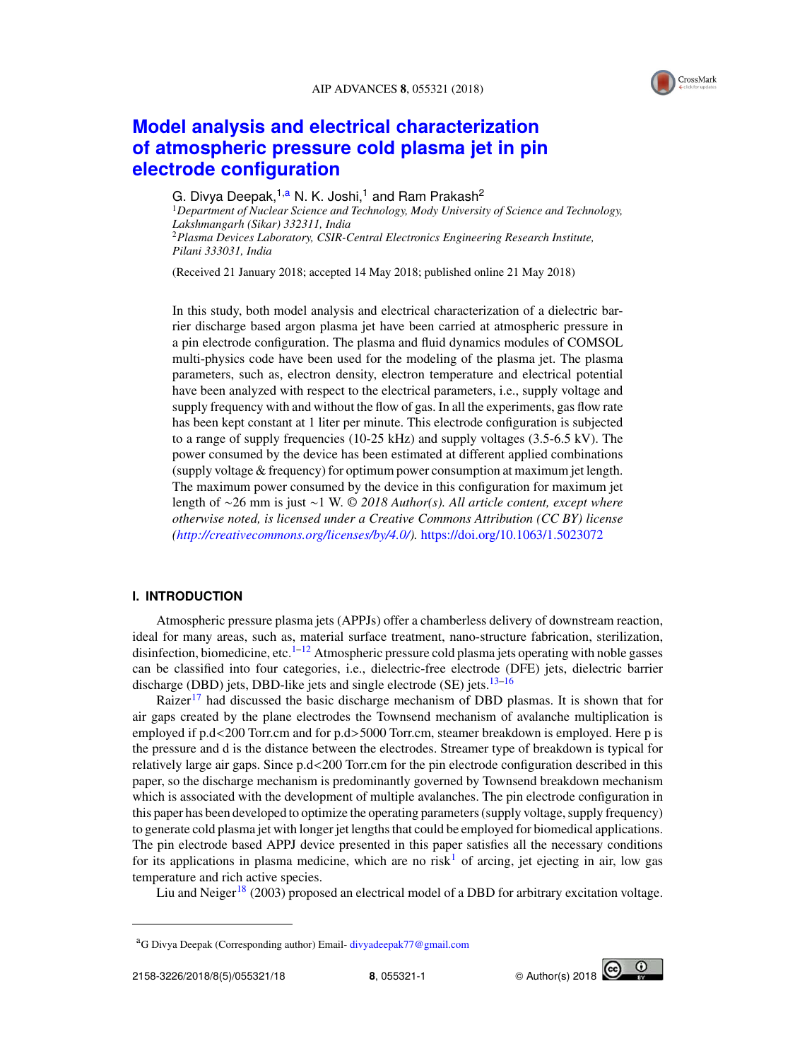# Model analysis and electrical characterization of atmospheric pressure cold plasma jet in pin electrode configuration

G. Divya Deepak,[1,a] N. K. Joshi,[1] and Ram Prakash[2]

[1]*Department of Nuclear Science and Technology, Mody University of Science and Technology, Lakshmangarh (Sikar) 332311, India*
[2]*Plasma Devices Laboratory, CSIR-Central Electronics Engineering Research Institute, Pilani 333031, India*

(Received 21 January 2018; accepted 14 May 2018; published online 21 May 2018)

In this study, both model analysis and electrical characterization of a dielectric barrier discharge based argon plasma jet have been carried at atmospheric pressure in a pin electrode configuration. The plasma and fluid dynamics modules of COMSOL multi-physics code have been used for the modeling of the plasma jet. The plasma parameters, such as, electron density, electron temperature and electrical potential have been analyzed with respect to the electrical parameters, i.e., supply voltage and supply frequency with and without the flow of gas. In all the experiments, gas flow rate has been kept constant at 1 liter per minute. This electrode configuration is subjected to a range of supply frequencies (10-25 kHz) and supply voltages (3.5-6.5 kV). The power consumed by the device has been estimated at different applied combinations (supply voltage & frequency) for optimum power consumption at maximum jet length. The maximum power consumed by the device in this configuration for maximum jet length of ~26 mm is just ~1 W. © *2018 Author(s). All article content, except where otherwise noted, is licensed under a Creative Commons Attribution (CC BY) license (http://creativecommons.org/licenses/by/4.0/).* https://doi.org/10.1063/1.5023072

## I. INTRODUCTION

Atmospheric pressure plasma jets (APPJs) offer a chamberless delivery of downstream reaction, ideal for many areas, such as, material surface treatment, nano-structure fabrication, sterilization, disinfection, biomedicine, etc.[1–12] Atmospheric pressure cold plasma jets operating with noble gasses can be classified into four categories, i.e., dielectric-free electrode (DFE) jets, dielectric barrier discharge (DBD) jets, DBD-like jets and single electrode (SE) jets.[13–16]

Raizer[17] had discussed the basic discharge mechanism of DBD plasmas. It is shown that for air gaps created by the plane electrodes the Townsend mechanism of avalanche multiplication is employed if p.d<200 Torr.cm and for p.d>5000 Torr.cm, steamer breakdown is employed. Here p is the pressure and d is the distance between the electrodes. Streamer type of breakdown is typical for relatively large air gaps. Since p.d<200 Torr.cm for the pin electrode configuration described in this paper, so the discharge mechanism is predominantly governed by Townsend breakdown mechanism which is associated with the development of multiple avalanches. The pin electrode configuration in this paper has been developed to optimize the operating parameters (supply voltage, supply frequency) to generate cold plasma jet with longer jet lengths that could be employed for biomedical applications. The pin electrode based APPJ device presented in this paper satisfies all the necessary conditions for its applications in plasma medicine, which are no risk[1] of arcing, jet ejecting in air, low gas temperature and rich active species.

Liu and Neiger[18] (2003) proposed an electrical model of a DBD for arbitrary excitation voltage.

---

[a]G Divya Deepak (Corresponding author) Email- divyadeepak77@gmail.com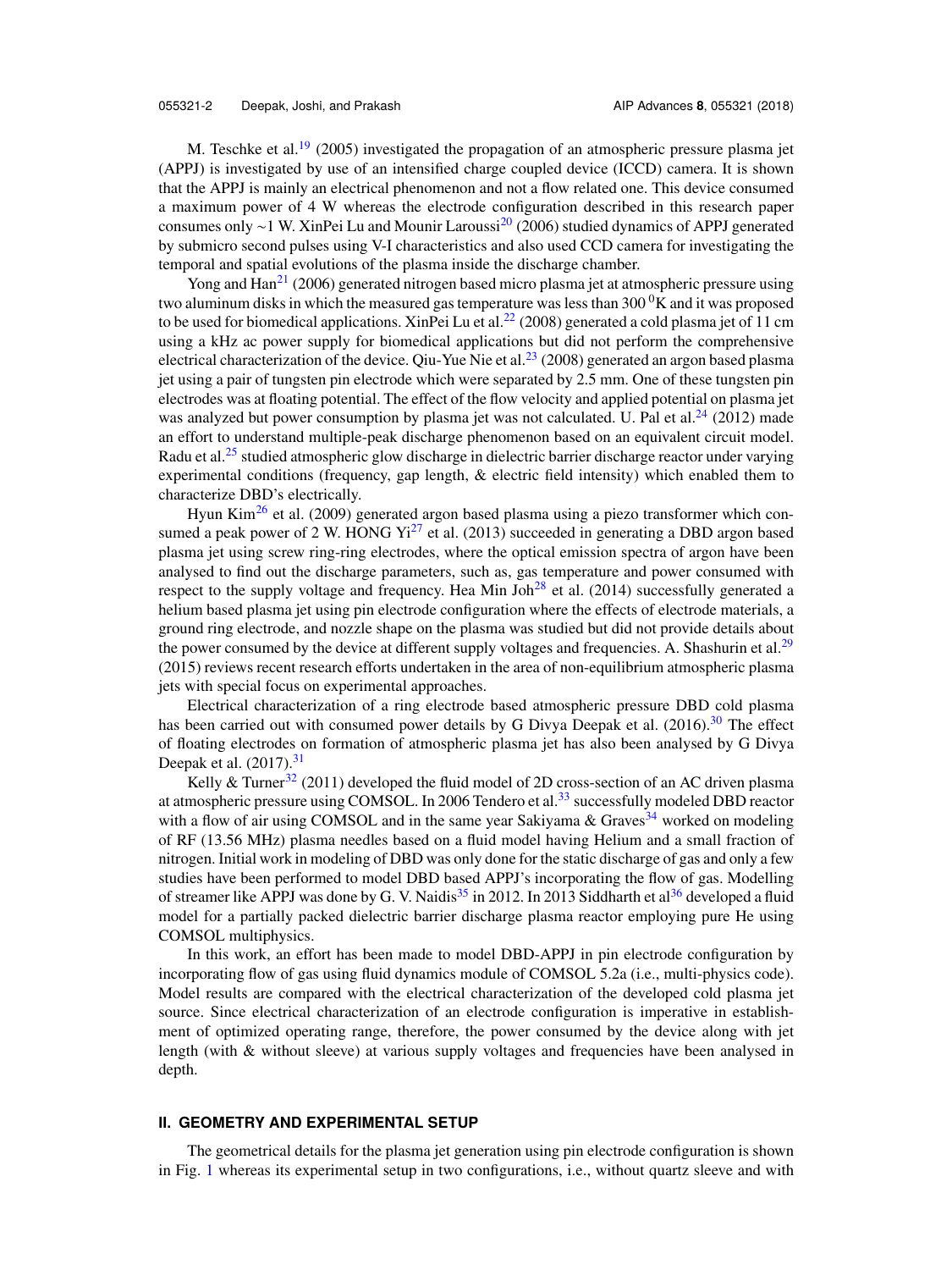M. Teschke et al.[19] (2005) investigated the propagation of an atmospheric pressure plasma jet (APPJ) is investigated by use of an intensified charge coupled device (ICCD) camera. It is shown that the APPJ is mainly an electrical phenomenon and not a flow related one. This device consumed a maximum power of 4 W whereas the electrode configuration described in this research paper consumes only ~1 W. XinPei Lu and Mounir Laroussi[20] (2006) studied dynamics of APPJ generated by submicro second pulses using V-I characteristics and also used CCD camera for investigating the temporal and spatial evolutions of the plasma inside the discharge chamber.

Yong and Han[21] (2006) generated nitrogen based micro plasma jet at atmospheric pressure using two aluminum disks in which the measured gas temperature was less than 300 $^0$K and it was proposed to be used for biomedical applications. XinPei Lu et al.[22] (2008) generated a cold plasma jet of 11 cm using a kHz ac power supply for biomedical applications but did not perform the comprehensive electrical characterization of the device. Qiu-Yue Nie et al.[23] (2008) generated an argon based plasma jet using a pair of tungsten pin electrode which were separated by 2.5 mm. One of these tungsten pin electrodes was at floating potential. The effect of the flow velocity and applied potential on plasma jet was analyzed but power consumption by plasma jet was not calculated. U. Pal et al.[24] (2012) made an effort to understand multiple-peak discharge phenomenon based on an equivalent circuit model. Radu et al.[25] studied atmospheric glow discharge in dielectric barrier discharge reactor under varying experimental conditions (frequency, gap length, & electric field intensity) which enabled them to characterize DBD's electrically.

Hyun Kim[26] et al. (2009) generated argon based plasma using a piezo transformer which consumed a peak power of 2 W. HONG Yi[27] et al. (2013) succeeded in generating a DBD argon based plasma jet using screw ring-ring electrodes, where the optical emission spectra of argon have been analysed to find out the discharge parameters, such as, gas temperature and power consumed with respect to the supply voltage and frequency. Hea Min Joh[28] et al. (2014) successfully generated a helium based plasma jet using pin electrode configuration where the effects of electrode materials, a ground ring electrode, and nozzle shape on the plasma was studied but did not provide details about the power consumed by the device at different supply voltages and frequencies. A. Shashurin et al.[29] (2015) reviews recent research efforts undertaken in the area of non-equilibrium atmospheric plasma jets with special focus on experimental approaches.

Electrical characterization of a ring electrode based atmospheric pressure DBD cold plasma has been carried out with consumed power details by G Divya Deepak et al. (2016).[30] The effect of floating electrodes on formation of atmospheric plasma jet has also been analysed by G Divya Deepak et al. (2017).[31]

Kelly & Turner[32] (2011) developed the fluid model of 2D cross-section of an AC driven plasma at atmospheric pressure using COMSOL. In 2006 Tendero et al.[33] successfully modeled DBD reactor with a flow of air using COMSOL and in the same year Sakiyama & Graves[34] worked on modeling of RF (13.56 MHz) plasma needles based on a fluid model having Helium and a small fraction of nitrogen. Initial work in modeling of DBD was only done for the static discharge of gas and only a few studies have been performed to model DBD based APPJ's incorporating the flow of gas. Modelling of streamer like APPJ was done by G. V. Naidis[35] in 2012. In 2013 Siddharth et al[36] developed a fluid model for a partially packed dielectric barrier discharge plasma reactor employing pure He using COMSOL multiphysics.

In this work, an effort has been made to model DBD-APPJ in pin electrode configuration by incorporating flow of gas using fluid dynamics module of COMSOL 5.2a (i.e., multi-physics code). Model results are compared with the electrical characterization of the developed cold plasma jet source. Since electrical characterization of an electrode configuration is imperative in establishment of optimized operating range, therefore, the power consumed by the device along with jet length (with & without sleeve) at various supply voltages and frequencies have been analysed in depth.

## II. GEOMETRY AND EXPERIMENTAL SETUP

The geometrical details for the plasma jet generation using pin electrode configuration is shown in Fig. 1 whereas its experimental setup in two configurations, i.e., without quartz sleeve and with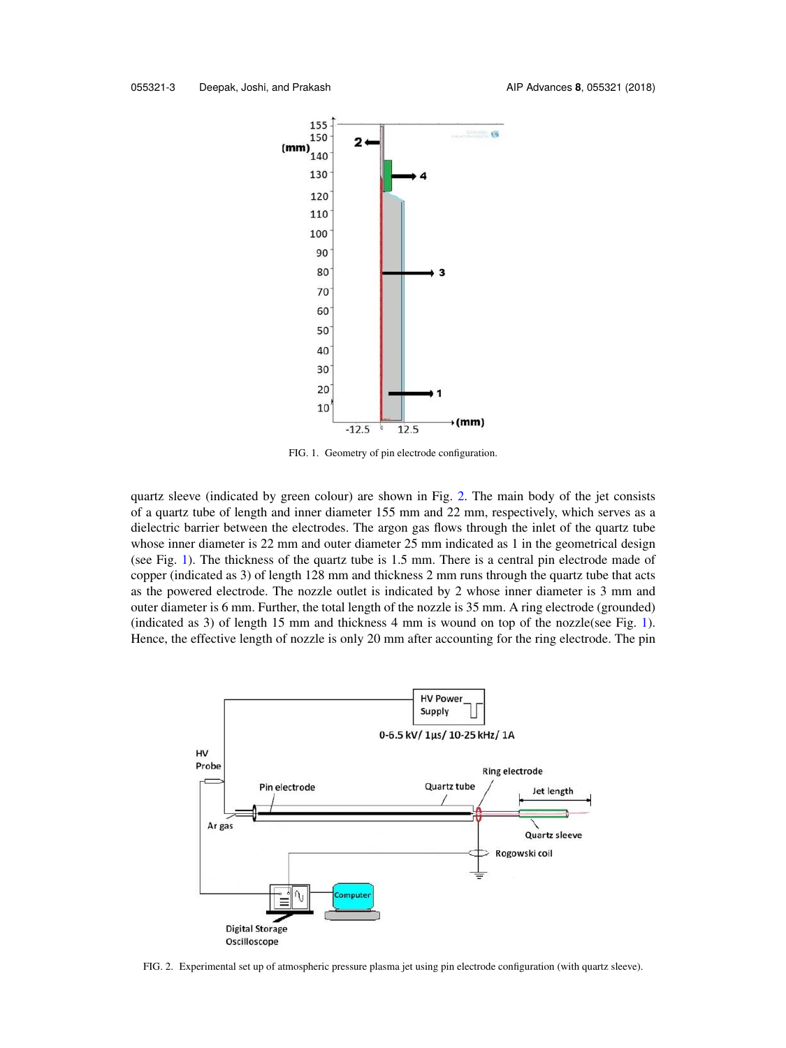FIG. 1. Geometry of pin electrode configuration.

quartz sleeve (indicated by green colour) are shown in Fig. 2. The main body of the jet consists of a quartz tube of length and inner diameter 155 mm and 22 mm, respectively, which serves as a dielectric barrier between the electrodes. The argon gas flows through the inlet of the quartz tube whose inner diameter is 22 mm and outer diameter 25 mm indicated as 1 in the geometrical design (see Fig. 1). The thickness of the quartz tube is 1.5 mm. There is a central pin electrode made of copper (indicated as 3) of length 128 mm and thickness 2 mm runs through the quartz tube that acts as the powered electrode. The nozzle outlet is indicated by 2 whose inner diameter is 3 mm and outer diameter is 6 mm. Further, the total length of the nozzle is 35 mm. A ring electrode (grounded) (indicated as 3) of length 15 mm and thickness 4 mm is wound on top of the nozzle(see Fig. 1). Hence, the effective length of nozzle is only 20 mm after accounting for the ring electrode. The pin

FIG. 2. Experimental set up of atmospheric pressure plasma jet using pin electrode configuration (with quartz sleeve).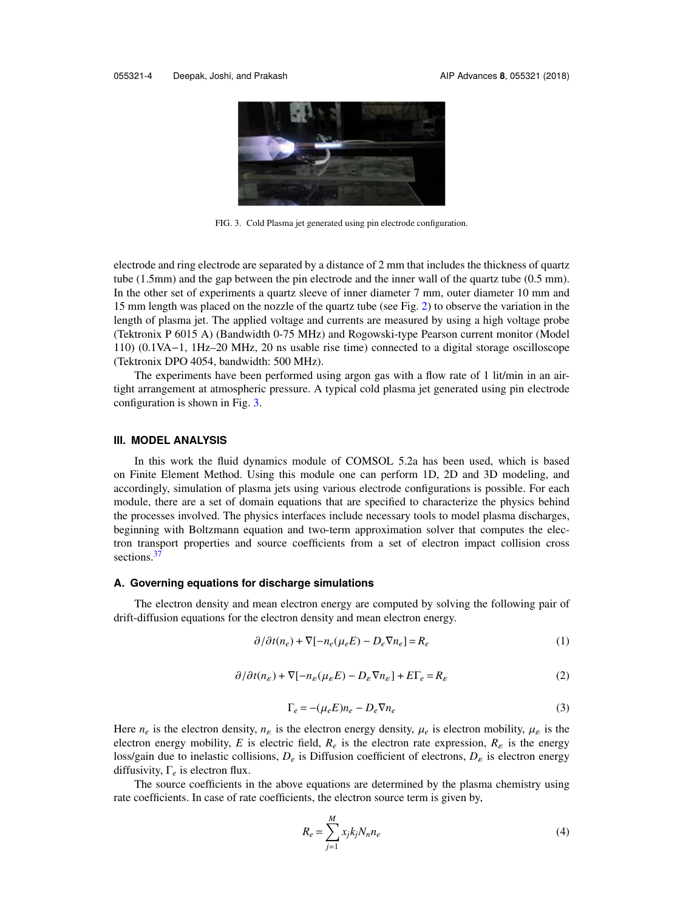FIG. 3. Cold Plasma jet generated using pin electrode configuration.

electrode and ring electrode are separated by a distance of 2 mm that includes the thickness of quartz tube (1.5mm) and the gap between the pin electrode and the inner wall of the quartz tube (0.5 mm). In the other set of experiments a quartz sleeve of inner diameter 7 mm, outer diameter 10 mm and 15 mm length was placed on the nozzle of the quartz tube (see Fig. 2) to observe the variation in the length of plasma jet. The applied voltage and currents are measured by using a high voltage probe (Tektronix P 6015 A) (Bandwidth 0-75 MHz) and Rogowski-type Pearson current monitor (Model 110) (0.1VA−1, 1Hz–20 MHz, 20 ns usable rise time) connected to a digital storage oscilloscope (Tektronix DPO 4054, bandwidth: 500 MHz).

The experiments have been performed using argon gas with a flow rate of 1 lit/min in an air-tight arrangement at atmospheric pressure. A typical cold plasma jet generated using pin electrode configuration is shown in Fig. 3.

## III. MODEL ANALYSIS

In this work the fluid dynamics module of COMSOL 5.2a has been used, which is based on Finite Element Method. Using this module one can perform 1D, 2D and 3D modeling, and accordingly, simulation of plasma jets using various electrode configurations is possible. For each module, there are a set of domain equations that are specified to characterize the physics behind the processes involved. The physics interfaces include necessary tools to model plasma discharges, beginning with Boltzmann equation and two-term approximation solver that computes the electron transport properties and source coefficients from a set of electron impact collision cross sections.[37]

### A. Governing equations for discharge simulations

The electron density and mean electron energy are computed by solving the following pair of drift-diffusion equations for the electron density and mean electron energy.

$$\partial/\partial t(n_e) + \nabla[-n_e(\mu_e E) - D_e \nabla n_e] = R_e \tag{1}$$

$$\partial/\partial t(n_\varepsilon) + \nabla[-n_\varepsilon(\mu_\varepsilon E) - D_\varepsilon \nabla n_\varepsilon] + E\Gamma_e = R_\varepsilon \tag{2}$$

$$\Gamma_e = -(\mu_e E)n_e - D_e \nabla n_e \tag{3}$$

Here $n_e$ is the electron density, $n_\varepsilon$ is the electron energy density, $\mu_e$ is electron mobility, $\mu_\varepsilon$ is the electron energy mobility, $E$ is electric field, $R_e$ is the electron rate expression, $R_\varepsilon$ is the energy loss/gain due to inelastic collisions, $D_e$ is Diffusion coefficient of electrons, $D_\varepsilon$ is electron energy diffusivity, $\Gamma_e$ is electron flux.

The source coefficients in the above equations are determined by the plasma chemistry using rate coefficients. In case of rate coefficients, the electron source term is given by,

$$R_e = \sum_{j=1}^{M} x_j k_j N_n n_e \tag{4}$$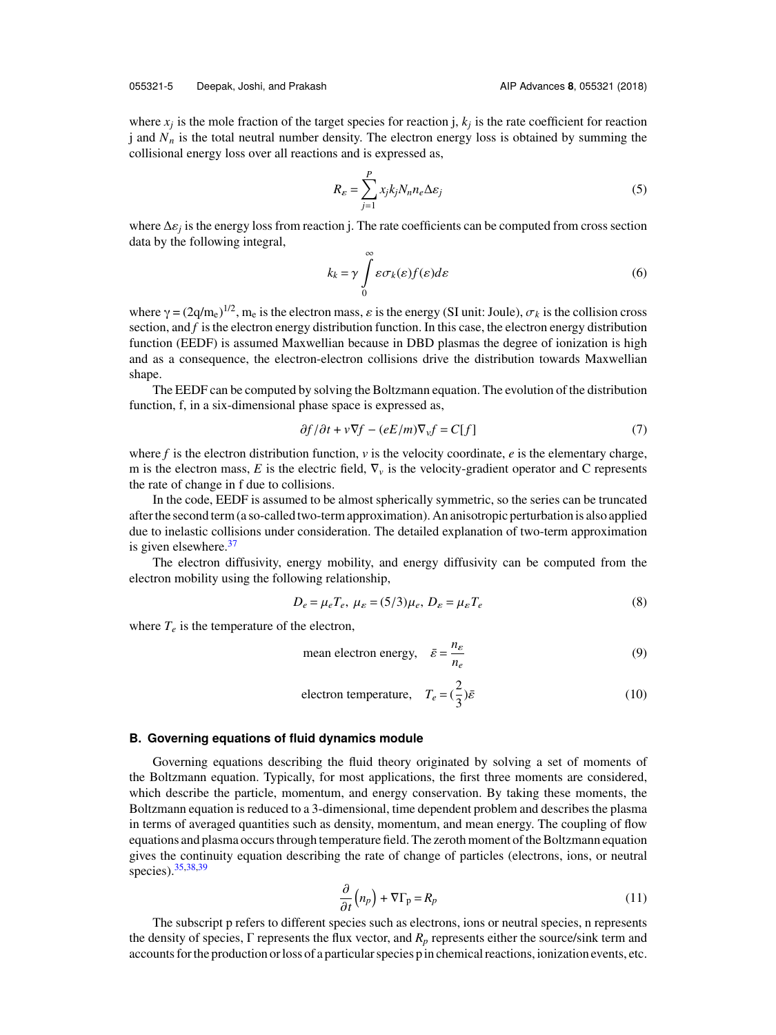where $x_j$ is the mole fraction of the target species for reaction j, $k_j$ is the rate coefficient for reaction j and $N_n$ is the total neutral number density. The electron energy loss is obtained by summing the collisional energy loss over all reactions and is expressed as,

$$R_{\varepsilon} = \sum_{j=1}^{P} x_j k_j N_n n_e \Delta\varepsilon_j \tag{5}$$

where $\Delta\varepsilon_j$ is the energy loss from reaction j. The rate coefficients can be computed from cross section data by the following integral,

$$k_k = \gamma \int_0^{\infty} \varepsilon \sigma_k(\varepsilon) f(\varepsilon) d\varepsilon \tag{6}$$

where $\gamma = (2q/m_e)^{1/2}$, $m_e$ is the electron mass, $\varepsilon$ is the energy (SI unit: Joule), $\sigma_k$ is the collision cross section, and $f$ is the electron energy distribution function. In this case, the electron energy distribution function (EEDF) is assumed Maxwellian because in DBD plasmas the degree of ionization is high and as a consequence, the electron-electron collisions drive the distribution towards Maxwellian shape.

The EEDF can be computed by solving the Boltzmann equation. The evolution of the distribution function, f, in a six-dimensional phase space is expressed as,

$$\partial f/\partial t + v\nabla f - (eE/m)\nabla_v f = C[f] \tag{7}$$

where $f$ is the electron distribution function, $v$ is the velocity coordinate, $e$ is the elementary charge, m is the electron mass, $E$ is the electric field, $\nabla_v$ is the velocity-gradient operator and C represents the rate of change in f due to collisions.

In the code, EEDF is assumed to be almost spherically symmetric, so the series can be truncated after the second term (a so-called two-term approximation). An anisotropic perturbation is also applied due to inelastic collisions under consideration. The detailed explanation of two-term approximation is given elsewhere.[37]

The electron diffusivity, energy mobility, and energy diffusivity can be computed from the electron mobility using the following relationship,

$$D_e = \mu_e T_e,\ \mu_{\varepsilon} = (5/3)\mu_e,\ D_{\varepsilon} = \mu_{\varepsilon} T_e \tag{8}$$

where $T_e$ is the temperature of the electron,

$$\text{mean electron energy,} \quad \bar{\varepsilon} = \frac{n_{\varepsilon}}{n_e} \tag{9}$$

$$\text{electron temperature,} \quad T_e = \left(\frac{2}{3}\right)\bar{\varepsilon} \tag{10}$$

### B. Governing equations of fluid dynamics module

Governing equations describing the fluid theory originated by solving a set of moments of the Boltzmann equation. Typically, for most applications, the first three moments are considered, which describe the particle, momentum, and energy conservation. By taking these moments, the Boltzmann equation is reduced to a 3-dimensional, time dependent problem and describes the plasma in terms of averaged quantities such as density, momentum, and mean energy. The coupling of flow equations and plasma occurs through temperature field. The zeroth moment of the Boltzmann equation gives the continuity equation describing the rate of change of particles (electrons, ions, or neutral species).[35,38,39]

$$\frac{\partial}{\partial t}\left(n_p\right) + \nabla\Gamma_p = R_p \tag{11}$$

The subscript p refers to different species such as electrons, ions or neutral species, n represents the density of species, $\Gamma$ represents the flux vector, and $R_p$ represents either the source/sink term and accounts for the production or loss of a particular species p in chemical reactions, ionization events, etc.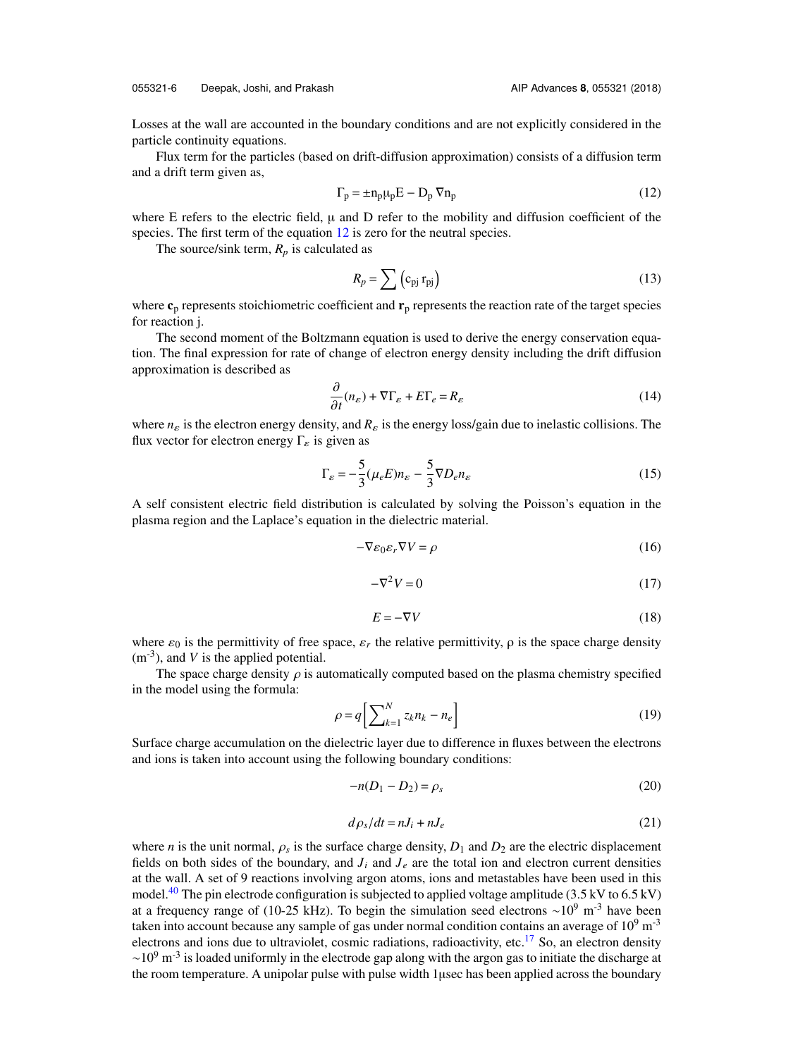Losses at the wall are accounted in the boundary conditions and are not explicitly considered in the particle continuity equations.

Flux term for the particles (based on drift-diffusion approximation) consists of a diffusion term and a drift term given as,

$$\Gamma_p = \pm n_p \mu_p E - D_p \nabla n_p \tag{12}$$

where E refers to the electric field, μ and D refer to the mobility and diffusion coefficient of the species. The first term of the equation 12 is zero for the neutral species.

The source/sink term, $R_p$ is calculated as

$$R_p = \sum \left( c_{pj}\, r_{pj} \right) \tag{13}$$

where $\mathbf{c}_p$ represents stoichiometric coefficient and $\mathbf{r}_p$ represents the reaction rate of the target species for reaction j.

The second moment of the Boltzmann equation is used to derive the energy conservation equation. The final expression for rate of change of electron energy density including the drift diffusion approximation is described as

$$\frac{\partial}{\partial t}(n_\varepsilon) + \nabla \Gamma_\varepsilon + E\Gamma_e = R_\varepsilon \tag{14}$$

where $n_\varepsilon$ is the electron energy density, and $R_\varepsilon$ is the energy loss/gain due to inelastic collisions. The flux vector for electron energy $\Gamma_\varepsilon$ is given as

$$\Gamma_\varepsilon = -\frac{5}{3}(\mu_e E)n_\varepsilon - \frac{5}{3}\nabla D_e n_\varepsilon \tag{15}$$

A self consistent electric field distribution is calculated by solving the Poisson's equation in the plasma region and the Laplace's equation in the dielectric material.

$$-\nabla \varepsilon_0 \varepsilon_r \nabla V = \rho \tag{16}$$

$$-\nabla^2 V = 0 \tag{17}$$

$$E = -\nabla V \tag{18}$$

where $\varepsilon_0$ is the permittivity of free space, $\varepsilon_r$ the relative permittivity, ρ is the space charge density ($m^{-3}$), and $V$ is the applied potential.

The space charge density $\rho$ is automatically computed based on the plasma chemistry specified in the model using the formula:

$$\rho = q\left[ \sum\nolimits_{k=1}^{N} z_k n_k - n_e \right] \tag{19}$$

Surface charge accumulation on the dielectric layer due to difference in fluxes between the electrons and ions is taken into account using the following boundary conditions:

$$-n(D_1 - D_2) = \rho_s \tag{20}$$

$$d\rho_s/dt = nJ_i + nJ_e \tag{21}$$

where $n$ is the unit normal, $\rho_s$ is the surface charge density, $D_1$ and $D_2$ are the electric displacement fields on both sides of the boundary, and $J_i$ and $J_e$ are the total ion and electron current densities at the wall. A set of 9 reactions involving argon atoms, ions and metastables have been used in this model.[40] The pin electrode configuration is subjected to applied voltage amplitude (3.5 kV to 6.5 kV) at a frequency range of (10-25 kHz). To begin the simulation seed electrons ~$10^9$ $m^{-3}$ have been taken into account because any sample of gas under normal condition contains an average of $10^9$ $m^{-3}$ electrons and ions due to ultraviolet, cosmic radiations, radioactivity, etc.[17] So, an electron density ~$10^9$ $m^{-3}$ is loaded uniformly in the electrode gap along with the argon gas to initiate the discharge at the room temperature. A unipolar pulse with pulse width 1μsec has been applied across the boundary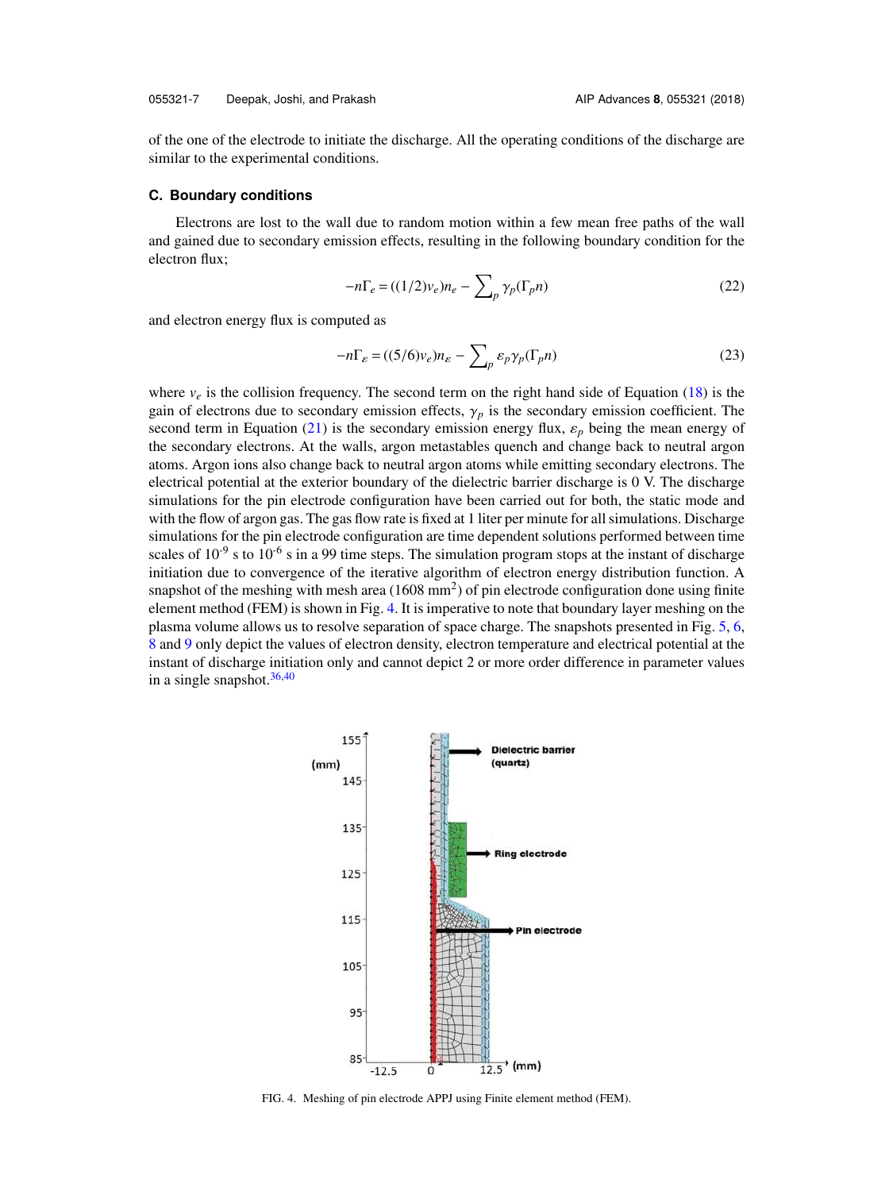of the one of the electrode to initiate the discharge. All the operating conditions of the discharge are similar to the experimental conditions.

### C. Boundary conditions

Electrons are lost to the wall due to random motion within a few mean free paths of the wall and gained due to secondary emission effects, resulting in the following boundary condition for the electron flux;

$$-n\Gamma_e = ((1/2)v_e)n_e - \sum_p \gamma_p(\Gamma_p n) \tag{22}$$

and electron energy flux is computed as

$$-n\Gamma_\varepsilon = ((5/6)v_e)n_\varepsilon - \sum_p \varepsilon_p \gamma_p(\Gamma_p n) \tag{23}$$

where $v_e$ is the collision frequency. The second term on the right hand side of Equation (18) is the gain of electrons due to secondary emission effects, $\gamma_p$ is the secondary emission coefficient. The second term in Equation (21) is the secondary emission energy flux, $\varepsilon_p$ being the mean energy of the secondary electrons. At the walls, argon metastables quench and change back to neutral argon atoms. Argon ions also change back to neutral argon atoms while emitting secondary electrons. The electrical potential at the exterior boundary of the dielectric barrier discharge is 0 V. The discharge simulations for the pin electrode configuration have been carried out for both, the static mode and with the flow of argon gas. The gas flow rate is fixed at 1 liter per minute for all simulations. Discharge simulations for the pin electrode configuration are time dependent solutions performed between time scales of $10^{-9}$ s to $10^{-6}$ s in a 99 time steps. The simulation program stops at the instant of discharge initiation due to convergence of the iterative algorithm of electron energy distribution function. A snapshot of the meshing with mesh area (1608 $mm^2$) of pin electrode configuration done using finite element method (FEM) is shown in Fig. 4. It is imperative to note that boundary layer meshing on the plasma volume allows us to resolve separation of space charge. The snapshots presented in Fig. 5, 6, 8 and 9 only depict the values of electron density, electron temperature and electrical potential at the instant of discharge initiation only and cannot depict 2 or more order difference in parameter values in a single snapshot.[36,40]

FIG. 4. Meshing of pin electrode APPJ using Finite element method (FEM).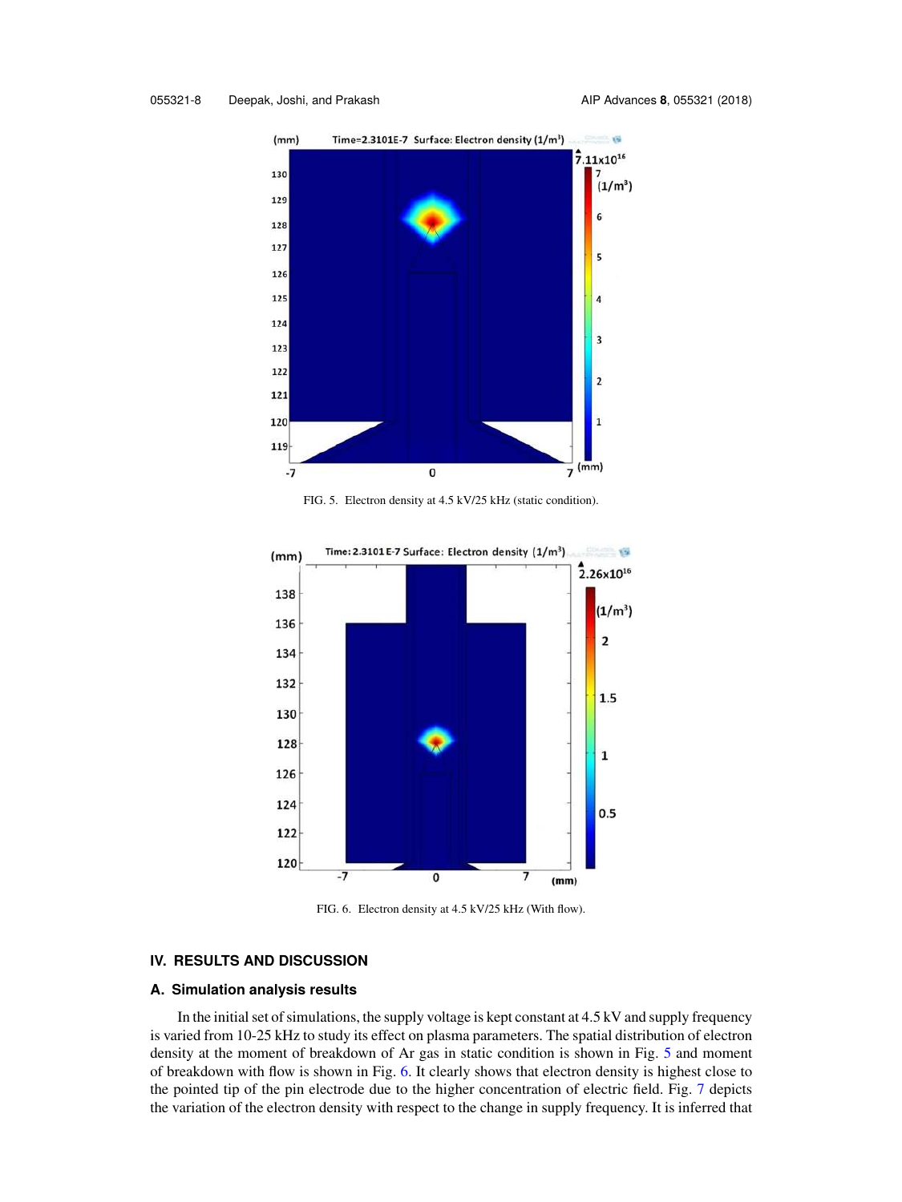FIG. 5. Electron density at 4.5 kV/25 kHz (static condition).

FIG. 6. Electron density at 4.5 kV/25 kHz (With flow).

## IV. RESULTS AND DISCUSSION

### A. Simulation analysis results

In the initial set of simulations, the supply voltage is kept constant at 4.5 kV and supply frequency is varied from 10-25 kHz to study its effect on plasma parameters. The spatial distribution of electron density at the moment of breakdown of Ar gas in static condition is shown in Fig. 5 and moment of breakdown with flow is shown in Fig. 6. It clearly shows that electron density is highest close to the pointed tip of the pin electrode due to the higher concentration of electric field. Fig. 7 depicts the variation of the electron density with respect to the change in supply frequency. It is inferred that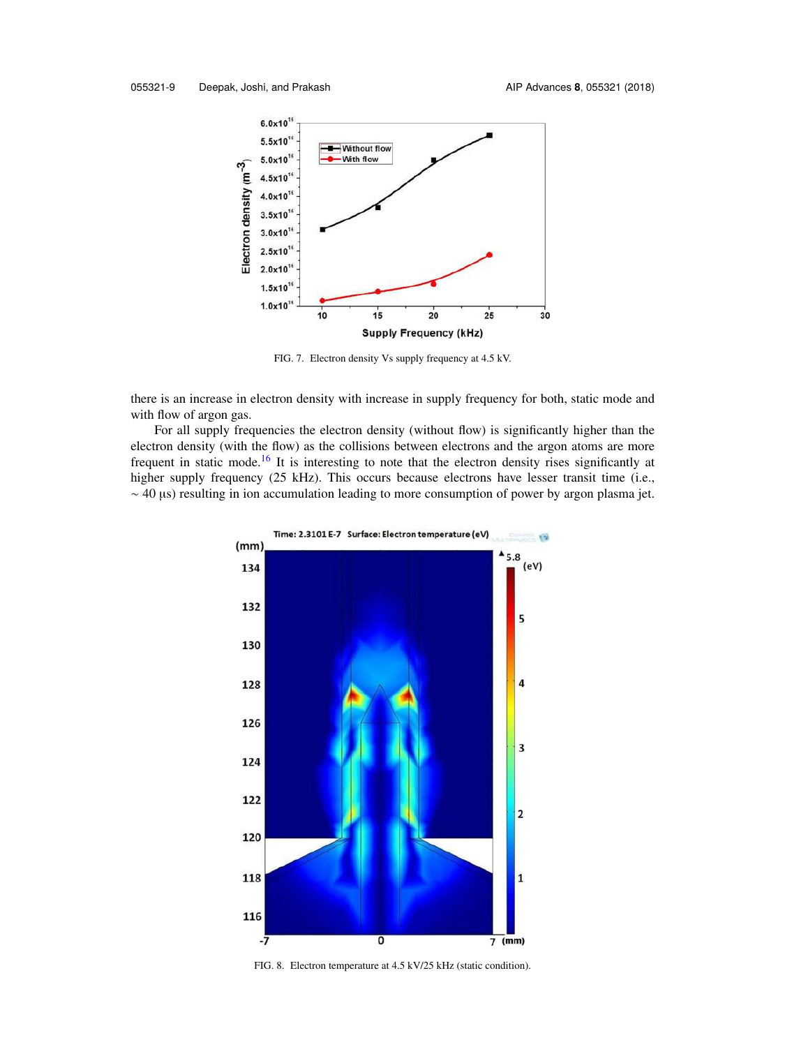FIG. 7. Electron density Vs supply frequency at 4.5 kV.

there is an increase in electron density with increase in supply frequency for both, static mode and with flow of argon gas.

For all supply frequencies the electron density (without flow) is significantly higher than the electron density (with the flow) as the collisions between electrons and the argon atoms are more frequent in static mode.[16] It is interesting to note that the electron density rises significantly at higher supply frequency (25 kHz). This occurs because electrons have lesser transit time (i.e., ~ 40 μs) resulting in ion accumulation leading to more consumption of power by argon plasma jet.

FIG. 8. Electron temperature at 4.5 kV/25 kHz (static condition).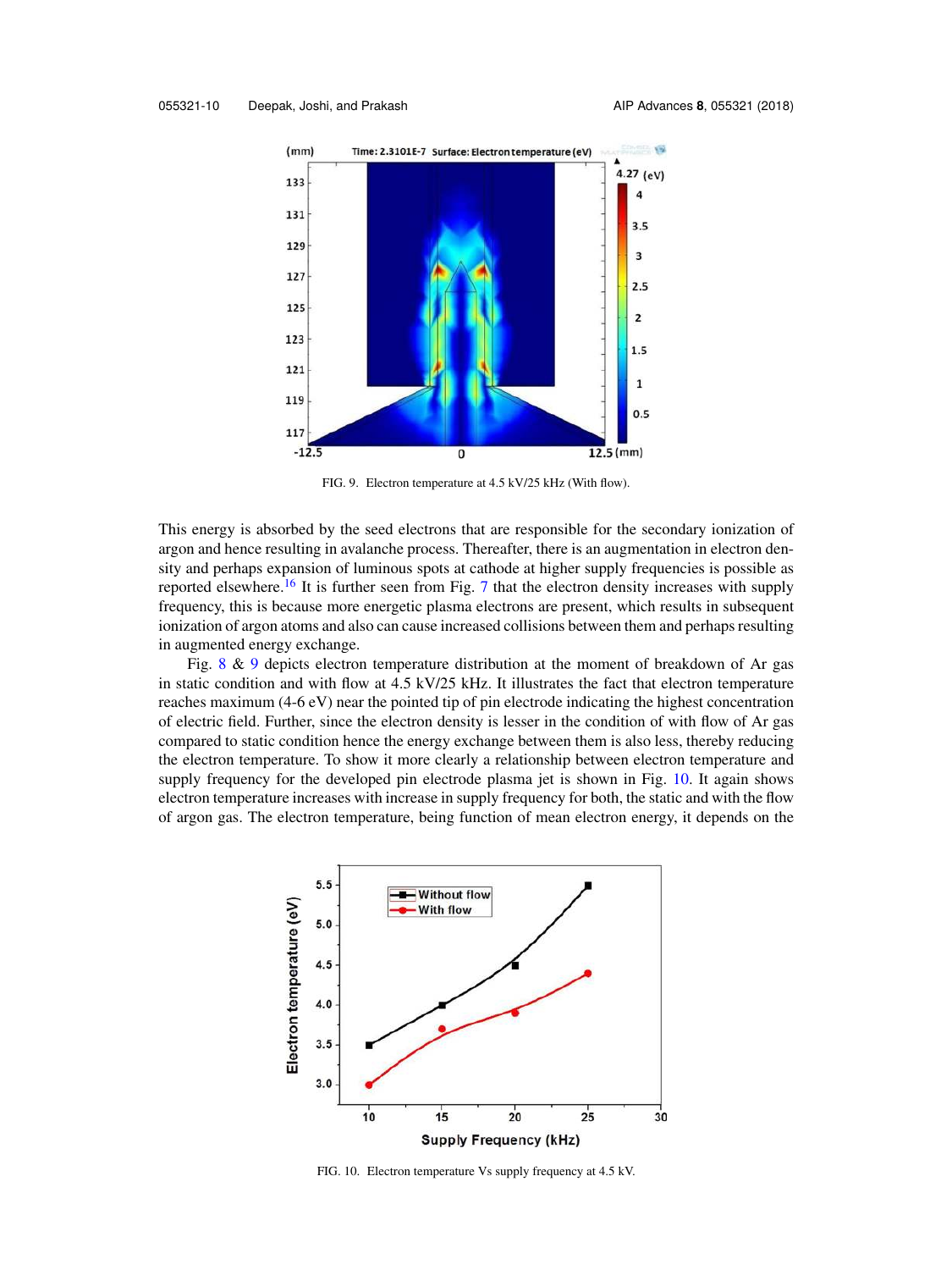FIG. 9. Electron temperature at 4.5 kV/25 kHz (With flow).

This energy is absorbed by the seed electrons that are responsible for the secondary ionization of argon and hence resulting in avalanche process. Thereafter, there is an augmentation in electron density and perhaps expansion of luminous spots at cathode at higher supply frequencies is possible as reported elsewhere.[16] It is further seen from Fig. 7 that the electron density increases with supply frequency, this is because more energetic plasma electrons are present, which results in subsequent ionization of argon atoms and also can cause increased collisions between them and perhaps resulting in augmented energy exchange.

Fig. 8 & 9 depicts electron temperature distribution at the moment of breakdown of Ar gas in static condition and with flow at 4.5 kV/25 kHz. It illustrates the fact that electron temperature reaches maximum (4-6 eV) near the pointed tip of pin electrode indicating the highest concentration of electric field. Further, since the electron density is lesser in the condition of with flow of Ar gas compared to static condition hence the energy exchange between them is also less, thereby reducing the electron temperature. To show it more clearly a relationship between electron temperature and supply frequency for the developed pin electrode plasma jet is shown in Fig. 10. It again shows electron temperature increases with increase in supply frequency for both, the static and with the flow of argon gas. The electron temperature, being function of mean electron energy, it depends on the

FIG. 10. Electron temperature Vs supply frequency at 4.5 kV.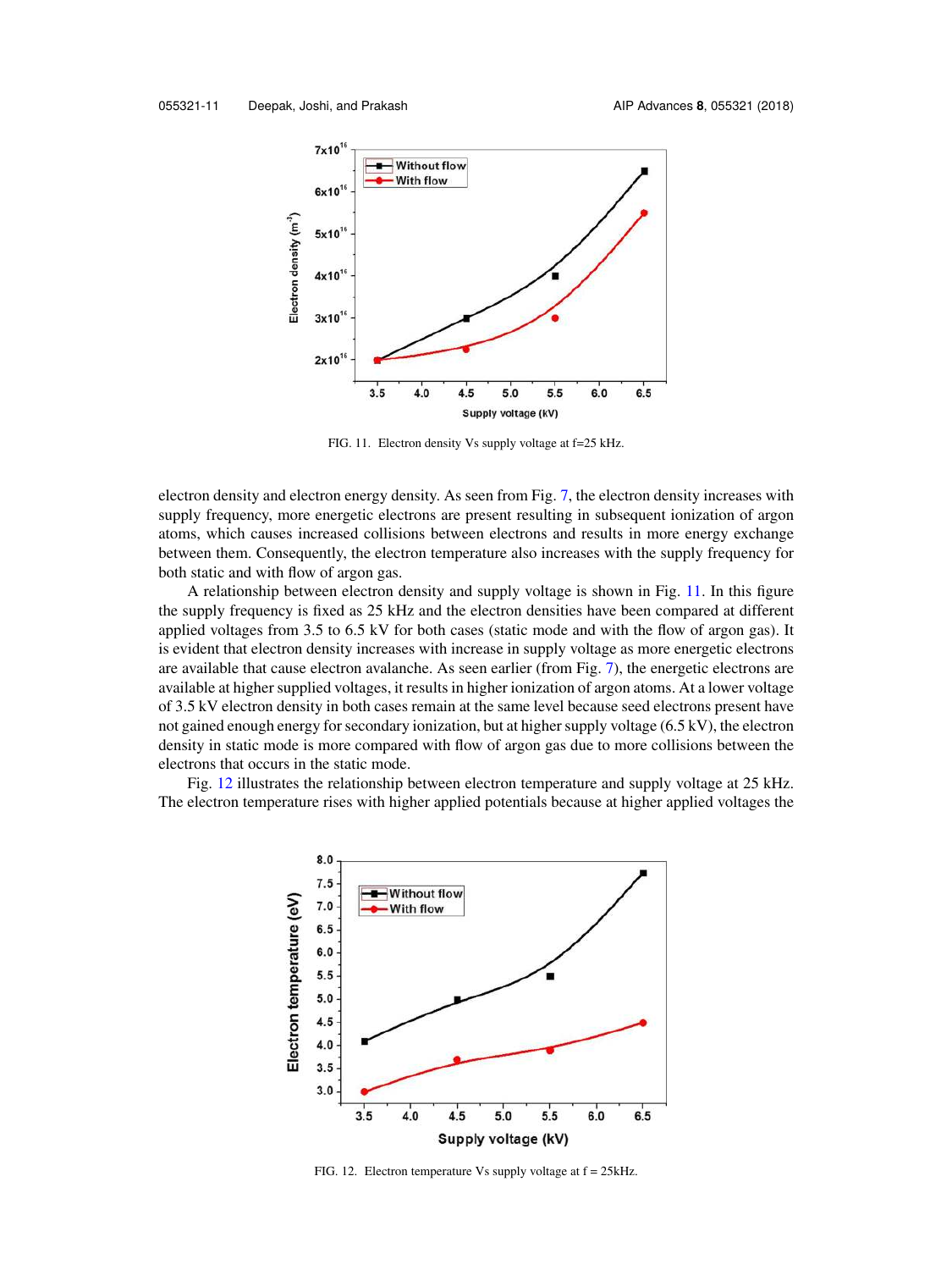FIG. 11. Electron density Vs supply voltage at f=25 kHz.

electron density and electron energy density. As seen from Fig. 7, the electron density increases with supply frequency, more energetic electrons are present resulting in subsequent ionization of argon atoms, which causes increased collisions between electrons and results in more energy exchange between them. Consequently, the electron temperature also increases with the supply frequency for both static and with flow of argon gas.

A relationship between electron density and supply voltage is shown in Fig. 11. In this figure the supply frequency is fixed as 25 kHz and the electron densities have been compared at different applied voltages from 3.5 to 6.5 kV for both cases (static mode and with the flow of argon gas). It is evident that electron density increases with increase in supply voltage as more energetic electrons are available that cause electron avalanche. As seen earlier (from Fig. 7), the energetic electrons are available at higher supplied voltages, it results in higher ionization of argon atoms. At a lower voltage of 3.5 kV electron density in both cases remain at the same level because seed electrons present have not gained enough energy for secondary ionization, but at higher supply voltage (6.5 kV), the electron density in static mode is more compared with flow of argon gas due to more collisions between the electrons that occurs in the static mode.

Fig. 12 illustrates the relationship between electron temperature and supply voltage at 25 kHz. The electron temperature rises with higher applied potentials because at higher applied voltages the

FIG. 12. Electron temperature Vs supply voltage at f = 25kHz.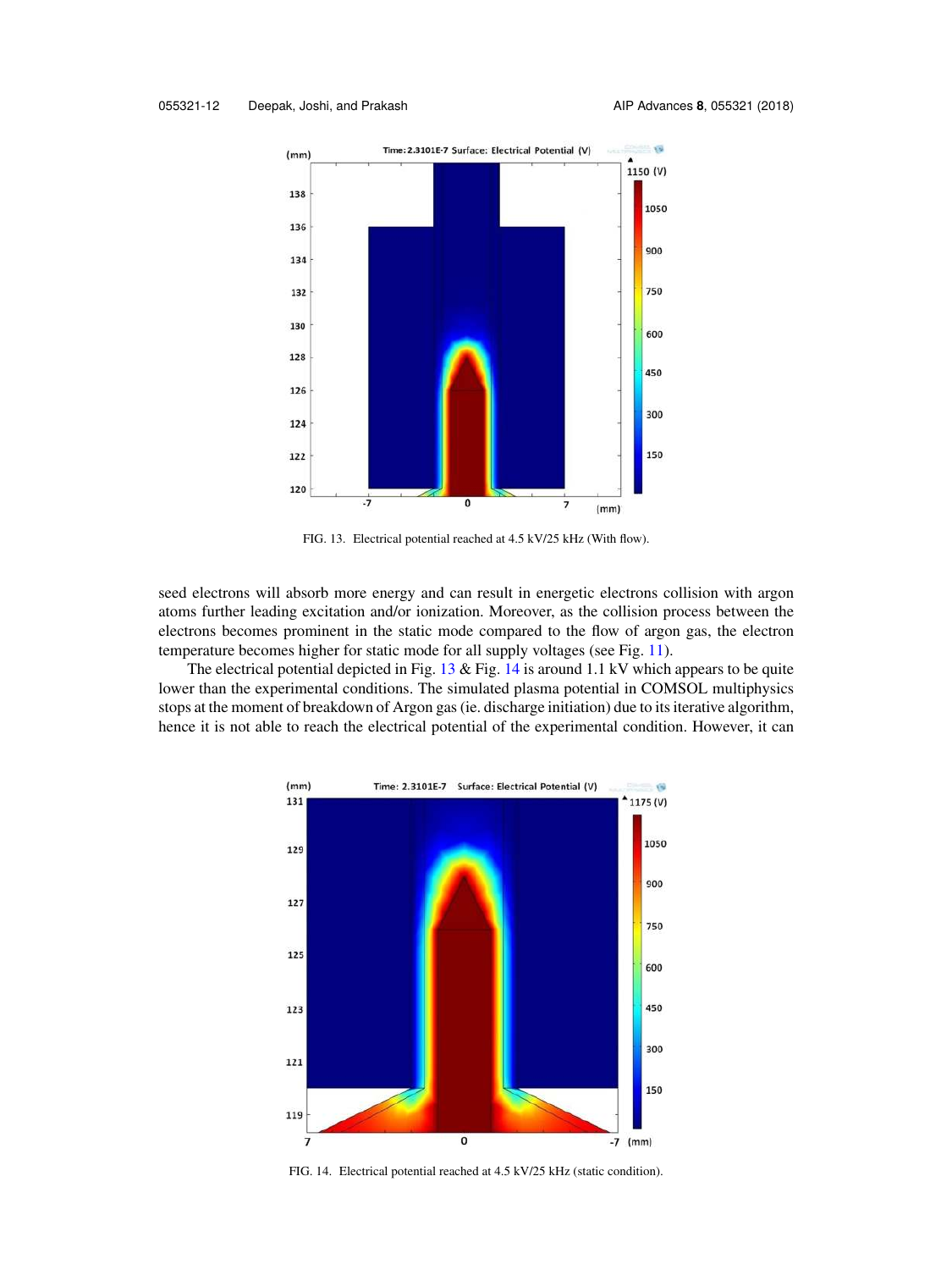FIG. 13. Electrical potential reached at 4.5 kV/25 kHz (With flow).

seed electrons will absorb more energy and can result in energetic electrons collision with argon atoms further leading excitation and/or ionization. Moreover, as the collision process between the electrons becomes prominent in the static mode compared to the flow of argon gas, the electron temperature becomes higher for static mode for all supply voltages (see Fig. 11).

The electrical potential depicted in Fig. 13 & Fig. 14 is around 1.1 kV which appears to be quite lower than the experimental conditions. The simulated plasma potential in COMSOL multiphysics stops at the moment of breakdown of Argon gas (ie. discharge initiation) due to its iterative algorithm, hence it is not able to reach the electrical potential of the experimental condition. However, it can

FIG. 14. Electrical potential reached at 4.5 kV/25 kHz (static condition).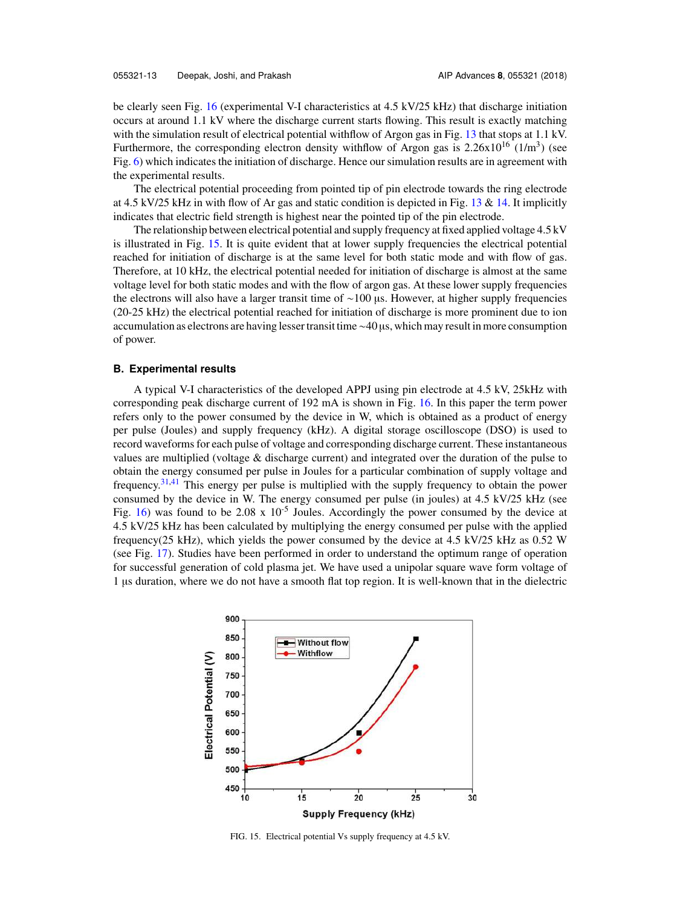be clearly seen Fig. 16 (experimental V-I characteristics at 4.5 kV/25 kHz) that discharge initiation occurs at around 1.1 kV where the discharge current starts flowing. This result is exactly matching with the simulation result of electrical potential withflow of Argon gas in Fig. 13 that stops at 1.1 kV. Furthermore, the corresponding electron density withflow of Argon gas is $2.26 \times 10^{16}$ ($1/m^3$) (see Fig. 6) which indicates the initiation of discharge. Hence our simulation results are in agreement with the experimental results.

The electrical potential proceeding from pointed tip of pin electrode towards the ring electrode at 4.5 kV/25 kHz in with flow of Ar gas and static condition is depicted in Fig. 13 & 14. It implicitly indicates that electric field strength is highest near the pointed tip of the pin electrode.

The relationship between electrical potential and supply frequency at fixed applied voltage 4.5 kV is illustrated in Fig. 15. It is quite evident that at lower supply frequencies the electrical potential reached for initiation of discharge is at the same level for both static mode and with flow of gas. Therefore, at 10 kHz, the electrical potential needed for initiation of discharge is almost at the same voltage level for both static modes and with the flow of argon gas. At these lower supply frequencies the electrons will also have a larger transit time of ~100 µs. However, at higher supply frequencies (20-25 kHz) the electrical potential reached for initiation of discharge is more prominent due to ion accumulation as electrons are having lesser transit time ~40 µs, which may result in more consumption of power.

### B. Experimental results

A typical V-I characteristics of the developed APPJ using pin electrode at 4.5 kV, 25kHz with corresponding peak discharge current of 192 mA is shown in Fig. 16. In this paper the term power refers only to the power consumed by the device in W, which is obtained as a product of energy per pulse (Joules) and supply frequency (kHz). A digital storage oscilloscope (DSO) is used to record waveforms for each pulse of voltage and corresponding discharge current. These instantaneous values are multiplied (voltage & discharge current) and integrated over the duration of the pulse to obtain the energy consumed per pulse in Joules for a particular combination of supply voltage and frequency.[31,41] This energy per pulse is multiplied with the supply frequency to obtain the power consumed by the device in W. The energy consumed per pulse (in joules) at 4.5 kV/25 kHz (see Fig. 16) was found to be $2.08 \times 10^{-5}$ Joules. Accordingly the power consumed by the device at 4.5 kV/25 kHz has been calculated by multiplying the energy consumed per pulse with the applied frequency(25 kHz), which yields the power consumed by the device at 4.5 kV/25 kHz as 0.52 W (see Fig. 17). Studies have been performed in order to understand the optimum range of operation for successful generation of cold plasma jet. We have used a unipolar square wave form voltage of 1 µs duration, where we do not have a smooth flat top region. It is well-known that in the dielectric

FIG. 15. Electrical potential Vs supply frequency at 4.5 kV.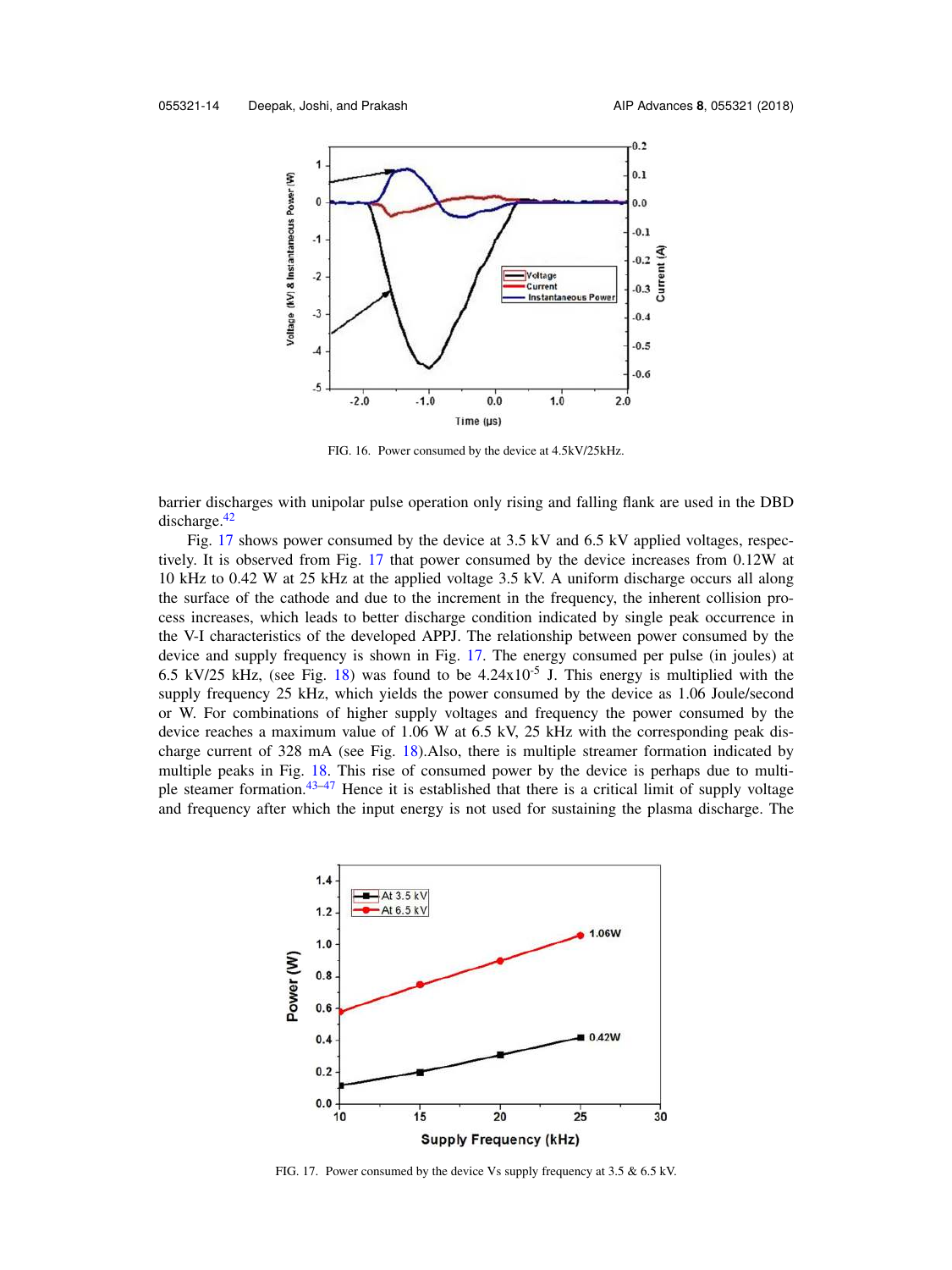FIG. 16. Power consumed by the device at 4.5kV/25kHz.

barrier discharges with unipolar pulse operation only rising and falling flank are used in the DBD discharge.[42]

Fig. 17 shows power consumed by the device at 3.5 kV and 6.5 kV applied voltages, respectively. It is observed from Fig. 17 that power consumed by the device increases from 0.12W at 10 kHz to 0.42 W at 25 kHz at the applied voltage 3.5 kV. A uniform discharge occurs all along the surface of the cathode and due to the increment in the frequency, the inherent collision process increases, which leads to better discharge condition indicated by single peak occurrence in the V-I characteristics of the developed APPJ. The relationship between power consumed by the device and supply frequency is shown in Fig. 17. The energy consumed per pulse (in joules) at 6.5 kV/25 kHz, (see Fig. 18) was found to be $4.24 \times 10^{-5}$ J. This energy is multiplied with the supply frequency 25 kHz, which yields the power consumed by the device as 1.06 Joule/second or W. For combinations of higher supply voltages and frequency the power consumed by the device reaches a maximum value of 1.06 W at 6.5 kV, 25 kHz with the corresponding peak discharge current of 328 mA (see Fig. 18).Also, there is multiple streamer formation indicated by multiple peaks in Fig. 18. This rise of consumed power by the device is perhaps due to multiple steamer formation.[43–47] Hence it is established that there is a critical limit of supply voltage and frequency after which the input energy is not used for sustaining the plasma discharge. The

FIG. 17. Power consumed by the device Vs supply frequency at 3.5 & 6.5 kV.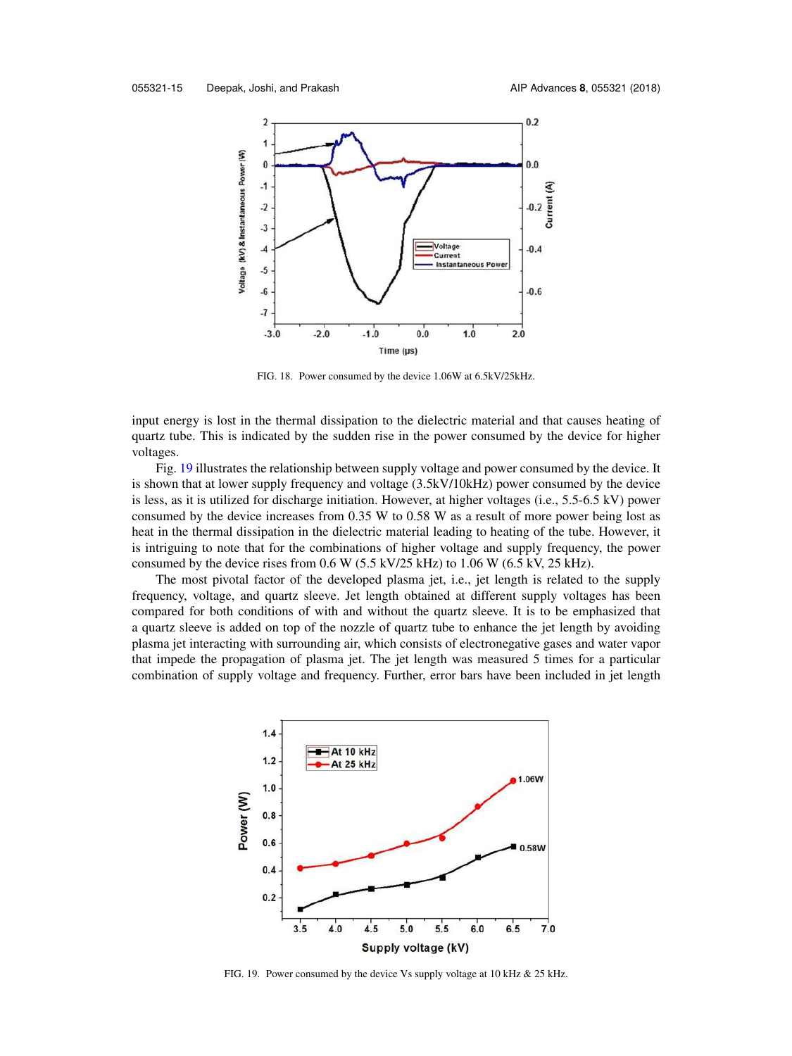FIG. 18. Power consumed by the device 1.06W at 6.5kV/25kHz.

input energy is lost in the thermal dissipation to the dielectric material and that causes heating of quartz tube. This is indicated by the sudden rise in the power consumed by the device for higher voltages.

Fig. 19 illustrates the relationship between supply voltage and power consumed by the device. It is shown that at lower supply frequency and voltage (3.5kV/10kHz) power consumed by the device is less, as it is utilized for discharge initiation. However, at higher voltages (i.e., 5.5-6.5 kV) power consumed by the device increases from 0.35 W to 0.58 W as a result of more power being lost as heat in the thermal dissipation in the dielectric material leading to heating of the tube. However, it is intriguing to note that for the combinations of higher voltage and supply frequency, the power consumed by the device rises from 0.6 W (5.5 kV/25 kHz) to 1.06 W (6.5 kV, 25 kHz).

The most pivotal factor of the developed plasma jet, i.e., jet length is related to the supply frequency, voltage, and quartz sleeve. Jet length obtained at different supply voltages has been compared for both conditions of with and without the quartz sleeve. It is to be emphasized that a quartz sleeve is added on top of the nozzle of quartz tube to enhance the jet length by avoiding plasma jet interacting with surrounding air, which consists of electronegative gases and water vapor that impede the propagation of plasma jet. The jet length was measured 5 times for a particular combination of supply voltage and frequency. Further, error bars have been included in jet length

FIG. 19. Power consumed by the device Vs supply voltage at 10 kHz & 25 kHz.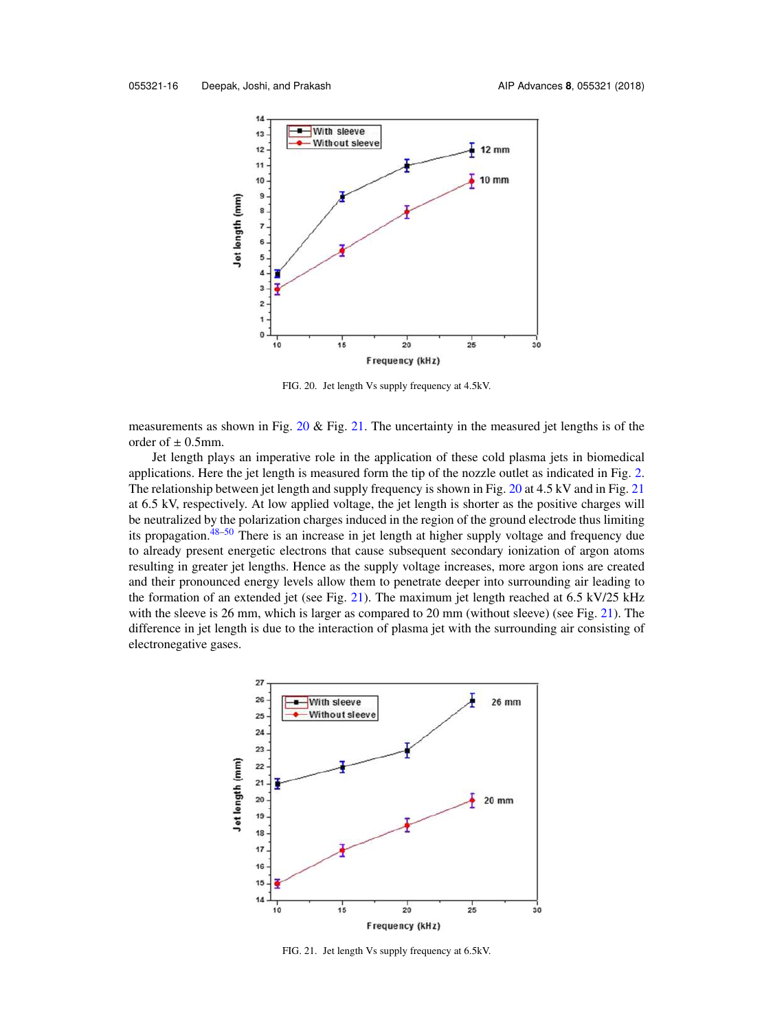FIG. 20. Jet length Vs supply frequency at 4.5kV.

measurements as shown in Fig. 20 & Fig. 21. The uncertainty in the measured jet lengths is of the order of ± 0.5mm.

Jet length plays an imperative role in the application of these cold plasma jets in biomedical applications. Here the jet length is measured form the tip of the nozzle outlet as indicated in Fig. 2. The relationship between jet length and supply frequency is shown in Fig. 20 at 4.5 kV and in Fig. 21 at 6.5 kV, respectively. At low applied voltage, the jet length is shorter as the positive charges will be neutralized by the polarization charges induced in the region of the ground electrode thus limiting its propagation.[48–50] There is an increase in jet length at higher supply voltage and frequency due to already present energetic electrons that cause subsequent secondary ionization of argon atoms resulting in greater jet lengths. Hence as the supply voltage increases, more argon ions are created and their pronounced energy levels allow them to penetrate deeper into surrounding air leading to the formation of an extended jet (see Fig. 21). The maximum jet length reached at 6.5 kV/25 kHz with the sleeve is 26 mm, which is larger as compared to 20 mm (without sleeve) (see Fig. 21). The difference in jet length is due to the interaction of plasma jet with the surrounding air consisting of electronegative gases.

FIG. 21. Jet length Vs supply frequency at 6.5kV.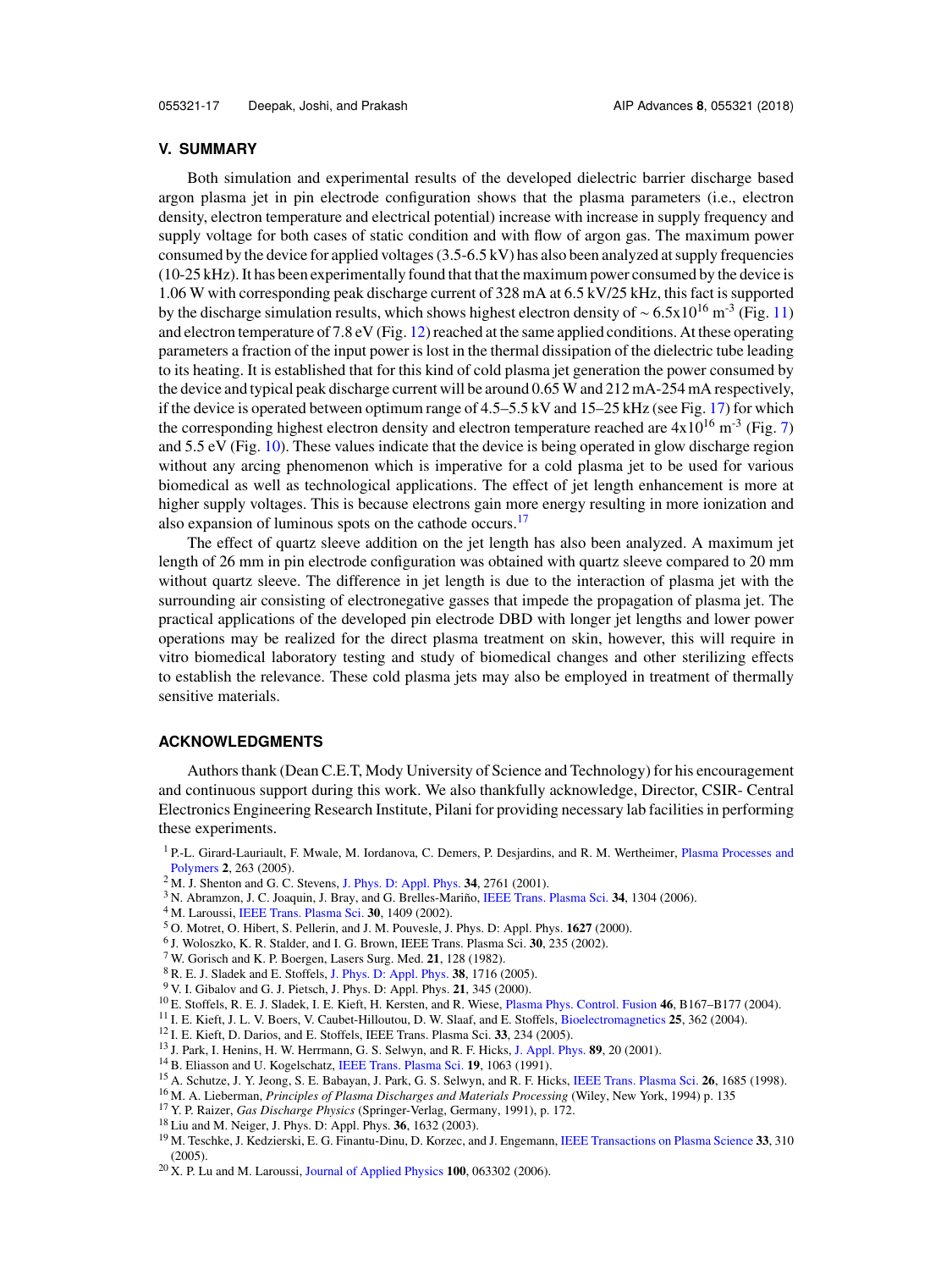## V. SUMMARY

Both simulation and experimental results of the developed dielectric barrier discharge based argon plasma jet in pin electrode configuration shows that the plasma parameters (i.e., electron density, electron temperature and electrical potential) increase with increase in supply frequency and supply voltage for both cases of static condition and with flow of argon gas. The maximum power consumed by the device for applied voltages (3.5-6.5 kV) has also been analyzed at supply frequencies (10-25 kHz). It has been experimentally found that that the maximum power consumed by the device is 1.06 W with corresponding peak discharge current of 328 mA at 6.5 kV/25 kHz, this fact is supported by the discharge simulation results, which shows highest electron density of $\sim 6.5 \times 10^{16}$ m$^{-3}$ (Fig. 11) and electron temperature of 7.8 eV (Fig. 12) reached at the same applied conditions. At these operating parameters a fraction of the input power is lost in the thermal dissipation of the dielectric tube leading to its heating. It is established that for this kind of cold plasma jet generation the power consumed by the device and typical peak discharge current will be around 0.65 W and 212 mA-254 mA respectively, if the device is operated between optimum range of 4.5–5.5 kV and 15–25 kHz (see Fig. 17) for which the corresponding highest electron density and electron temperature reached are $4 \times 10^{16}$ m$^{-3}$ (Fig. 7) and 5.5 eV (Fig. 10). These values indicate that the device is being operated in glow discharge region without any arcing phenomenon which is imperative for a cold plasma jet to be used for various biomedical as well as technological applications. The effect of jet length enhancement is more at higher supply voltages. This is because electrons gain more energy resulting in more ionization and also expansion of luminous spots on the cathode occurs.[17]

The effect of quartz sleeve addition on the jet length has also been analyzed. A maximum jet length of 26 mm in pin electrode configuration was obtained with quartz sleeve compared to 20 mm without quartz sleeve. The difference in jet length is due to the interaction of plasma jet with the surrounding air consisting of electronegative gasses that impede the propagation of plasma jet. The practical applications of the developed pin electrode DBD with longer jet lengths and lower power operations may be realized for the direct plasma treatment on skin, however, this will require in vitro biomedical laboratory testing and study of biomedical changes and other sterilizing effects to establish the relevance. These cold plasma jets may also be employed in treatment of thermally sensitive materials.

## ACKNOWLEDGMENTS

Authors thank (Dean C.E.T, Mody University of Science and Technology) for his encouragement and continuous support during this work. We also thankfully acknowledge, Director, CSIR- Central Electronics Engineering Research Institute, Pilani for providing necessary lab facilities in performing these experiments.

[1] P.-L. Girard-Lauriault, F. Mwale, M. Iordanova, C. Demers, P. Desjardins, and R. M. Wertheimer, Plasma Processes and Polymers **2**, 263 (2005).
[2] M. J. Shenton and G. C. Stevens, J. Phys. D: Appl. Phys. **34**, 2761 (2001).
[3] N. Abramzon, J. C. Joaquin, J. Bray, and G. Brelles-Mariño, IEEE Trans. Plasma Sci. **34**, 1304 (2006).
[4] M. Laroussi, IEEE Trans. Plasma Sci. **30**, 1409 (2002).
[5] O. Motret, O. Hibert, S. Pellerin, and J. M. Pouvesle, J. Phys. D: Appl. Phys. **1627** (2000).
[6] J. Woloszko, K. R. Stalder, and I. G. Brown, IEEE Trans. Plasma Sci. **30**, 235 (2002).
[7] W. Gorisch and K. P. Boergen, Lasers Surg. Med. **21**, 128 (1982).
[8] R. E. J. Sladek and E. Stoffels, J. Phys. D: Appl. Phys. **38**, 1716 (2005).
[9] V. I. Gibalov and G. J. Pietsch, J. Phys. D: Appl. Phys. **21**, 345 (2000).
[10] E. Stoffels, R. E. J. Sladek, I. E. Kieft, H. Kersten, and R. Wiese, Plasma Phys. Control. Fusion **46**, B167–B177 (2004).
[11] I. E. Kieft, J. L. V. Boers, V. Caubet-Hilloutou, D. W. Slaaf, and E. Stoffels, Bioelectromagnetics **25**, 362 (2004).
[12] I. E. Kieft, D. Darios, and E. Stoffels, IEEE Trans. Plasma Sci. **33**, 234 (2005).
[13] J. Park, I. Henins, H. W. Herrmann, G. S. Selwyn, and R. F. Hicks, J. Appl. Phys. **89**, 20 (2001).
[14] B. Eliasson and U. Kogelschatz, IEEE Trans. Plasma Sci. **19**, 1063 (1991).
[15] A. Schutze, J. Y. Jeong, S. E. Babayan, J. Park, G. S. Selwyn, and R. F. Hicks, IEEE Trans. Plasma Sci. **26**, 1685 (1998).
[16] M. A. Lieberman, *Principles of Plasma Discharges and Materials Processing* (Wiley, New York, 1994) p. 135
[17] Y. P. Raizer, *Gas Discharge Physics* (Springer-Verlag, Germany, 1991), p. 172.
[18] Liu and M. Neiger, J. Phys. D: Appl. Phys. **36**, 1632 (2003).
[19] M. Teschke, J. Kedzierski, E. G. Finantu-Dinu, D. Korzec, and J. Engemann, IEEE Transactions on Plasma Science **33**, 310 (2005).
[20] X. P. Lu and M. Laroussi, Journal of Applied Physics **100**, 063302 (2006).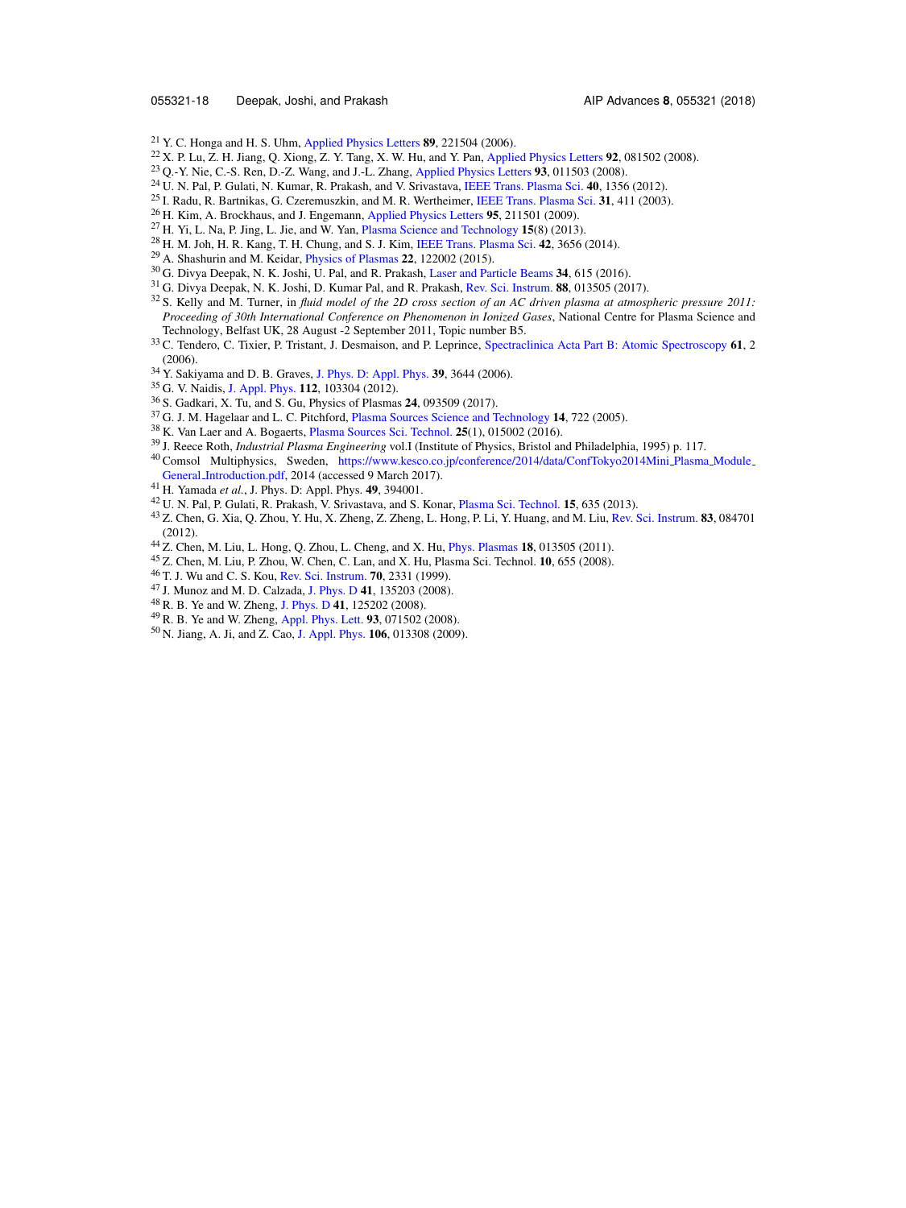[21] Y. C. Honga and H. S. Uhm, Applied Physics Letters **89**, 221504 (2006).
[22] X. P. Lu, Z. H. Jiang, Q. Xiong, Z. Y. Tang, X. W. Hu, and Y. Pan, Applied Physics Letters **92**, 081502 (2008).
[23] Q.-Y. Nie, C.-S. Ren, D.-Z. Wang, and J.-L. Zhang, Applied Physics Letters **93**, 011503 (2008).
[24] U. N. Pal, P. Gulati, N. Kumar, R. Prakash, and V. Srivastava, IEEE Trans. Plasma Sci. **40**, 1356 (2012).
[25] I. Radu, R. Bartnikas, G. Czeremuszkin, and M. R. Wertheimer, IEEE Trans. Plasma Sci. **31**, 411 (2003).
[26] H. Kim, A. Brockhaus, and J. Engemann, Applied Physics Letters **95**, 211501 (2009).
[27] H. Yi, L. Na, P. Jing, L. Jie, and W. Yan, Plasma Science and Technology **15**(8) (2013).
[28] H. M. Joh, H. R. Kang, T. H. Chung, and S. J. Kim, IEEE Trans. Plasma Sci. **42**, 3656 (2014).
[29] A. Shashurin and M. Keidar, Physics of Plasmas **22**, 122002 (2015).
[30] G. Divya Deepak, N. K. Joshi, U. Pal, and R. Prakash, Laser and Particle Beams **34**, 615 (2016).
[31] G. Divya Deepak, N. K. Joshi, D. Kumar Pal, and R. Prakash, Rev. Sci. Instrum. **88**, 013505 (2017).
[32] S. Kelly and M. Turner, in *fluid model of the 2D cross section of an AC driven plasma at atmospheric pressure 2011: Proceeding of 30th International Conference on Phenomenon in Ionized Gases*, National Centre for Plasma Science and Technology, Belfast UK, 28 August -2 September 2011, Topic number B5.
[33] C. Tendero, C. Tixier, P. Tristant, J. Desmaison, and P. Leprince, Spectraclinica Acta Part B: Atomic Spectroscopy **61**, 2 (2006).
[34] Y. Sakiyama and D. B. Graves, J. Phys. D: Appl. Phys. **39**, 3644 (2006).
[35] G. V. Naidis, J. Appl. Phys. **112**, 103304 (2012).
[36] S. Gadkari, X. Tu, and S. Gu, Physics of Plasmas **24**, 093509 (2017).
[37] G. J. M. Hagelaar and L. C. Pitchford, Plasma Sources Science and Technology **14**, 722 (2005).
[38] K. Van Laer and A. Bogaerts, Plasma Sources Sci. Technol. **25**(1), 015002 (2016).
[39] J. Reece Roth, *Industrial Plasma Engineering* vol.I (Institute of Physics, Bristol and Philadelphia, 1995) p. 117.
[40] Comsol Multiphysics, Sweden, https://www.kesco.co.jp/conference/2014/data/ConfTokyo2014Mini_Plasma_Module_General_Introduction.pdf, 2014 (accessed 9 March 2017).
[41] H. Yamada *et al.*, J. Phys. D: Appl. Phys. **49**, 394001.
[42] U. N. Pal, P. Gulati, R. Prakash, V. Srivastava, and S. Konar, Plasma Sci. Technol. **15**, 635 (2013).
[43] Z. Chen, G. Xia, Q. Zhou, Y. Hu, X. Zheng, Z. Zheng, L. Hong, P. Li, Y. Huang, and M. Liu, Rev. Sci. Instrum. **83**, 084701 (2012).
[44] Z. Chen, M. Liu, L. Hong, Q. Zhou, L. Cheng, and X. Hu, Phys. Plasmas **18**, 013505 (2011).
[45] Z. Chen, M. Liu, P. Zhou, W. Chen, C. Lan, and X. Hu, Plasma Sci. Technol. **10**, 655 (2008).
[46] T. J. Wu and C. S. Kou, Rev. Sci. Instrum. **70**, 2331 (1999).
[47] J. Munoz and M. D. Calzada, J. Phys. D **41**, 135203 (2008).
[48] R. B. Ye and W. Zheng, J. Phys. D **41**, 125202 (2008).
[49] R. B. Ye and W. Zheng, Appl. Phys. Lett. **93**, 071502 (2008).
[50] N. Jiang, A. Ji, and Z. Cao, J. Appl. Phys. **106**, 013308 (2009).